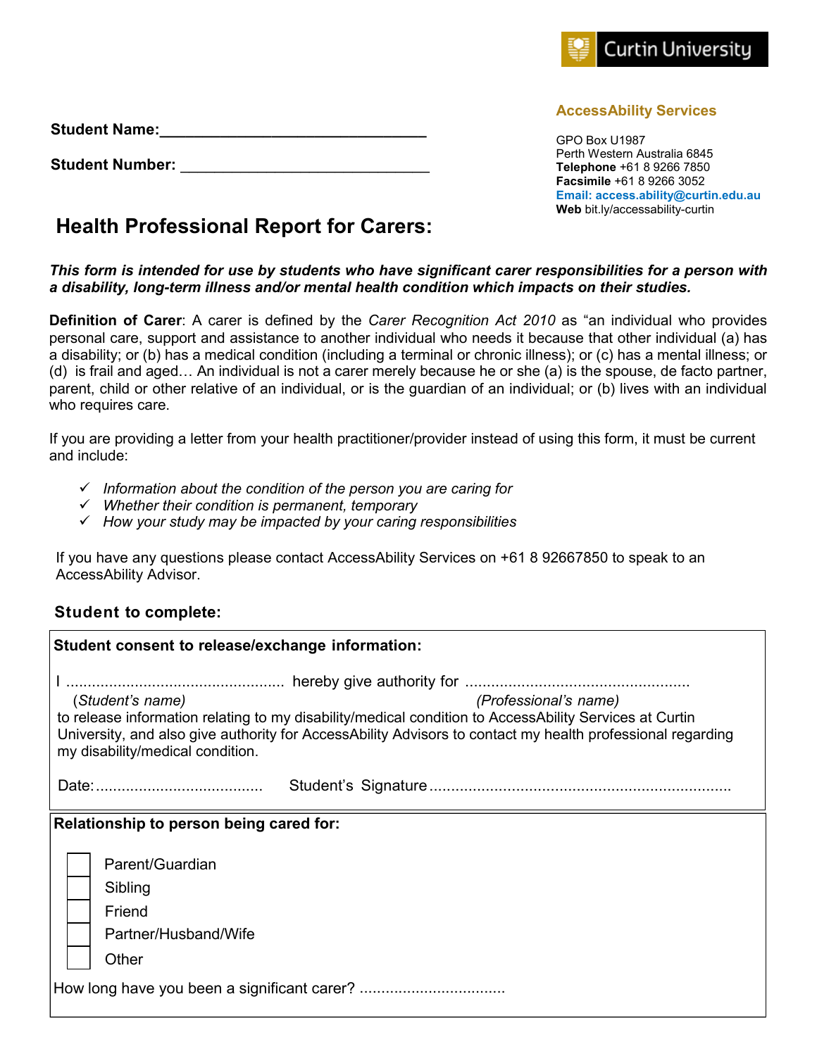Curtin University

**AccessAbility Services**

GPO Box U1987
Perth Western Australia 6845
**Telephone** +61 8 9266 7850
**Facsimile** +61 8 9266 3052
**Email: access.ability@curtin.edu.au**
**Web** bit.ly/accessability-curtin

**Student Name:**________________________________

**Student Number:** ______________________________

# Health Professional Report for Carers:

***This form is intended for use by students who have significant carer responsibilities for a person with a disability, long-term illness and/or mental health condition which impacts on their studies.***

**Definition of Carer**: A carer is defined by the *Carer Recognition Act 2010* as "an individual who provides personal care, support and assistance to another individual who needs it because that other individual (a) has a disability; or (b) has a medical condition (including a terminal or chronic illness); or (c) has a mental illness; or (d) is frail and aged… An individual is not a carer merely because he or she (a) is the spouse, de facto partner, parent, child or other relative of an individual, or is the guardian of an individual; or (b) lives with an individual who requires care.

If you are providing a letter from your health practitioner/provider instead of using this form, it must be current and include:

- ✓ *Information about the condition of the person you are caring for*
- ✓ *Whether their condition is permanent, temporary*
- ✓ *How your study may be impacted by your caring responsibilities*

If you have any questions please contact AccessAbility Services on +61 8 92667850 to speak to an AccessAbility Advisor.

## Student to complete:

**Student consent to release/exchange information:**

I .................................................. hereby give authority for ...................................................
(*Student's name*) (*Professional's name*)
to release information relating to my disability/medical condition to AccessAbility Services at Curtin University, and also give authority for AccessAbility Advisors to contact my health professional regarding my disability/medical condition.

Date:...................................... Student's Signature .....................................................................

**Relationship to person being cared for:**

- ☐ Parent/Guardian
- ☐ Sibling
- ☐ Friend
- ☐ Partner/Husband/Wife
- ☐ Other

How long have you been a significant carer? .................................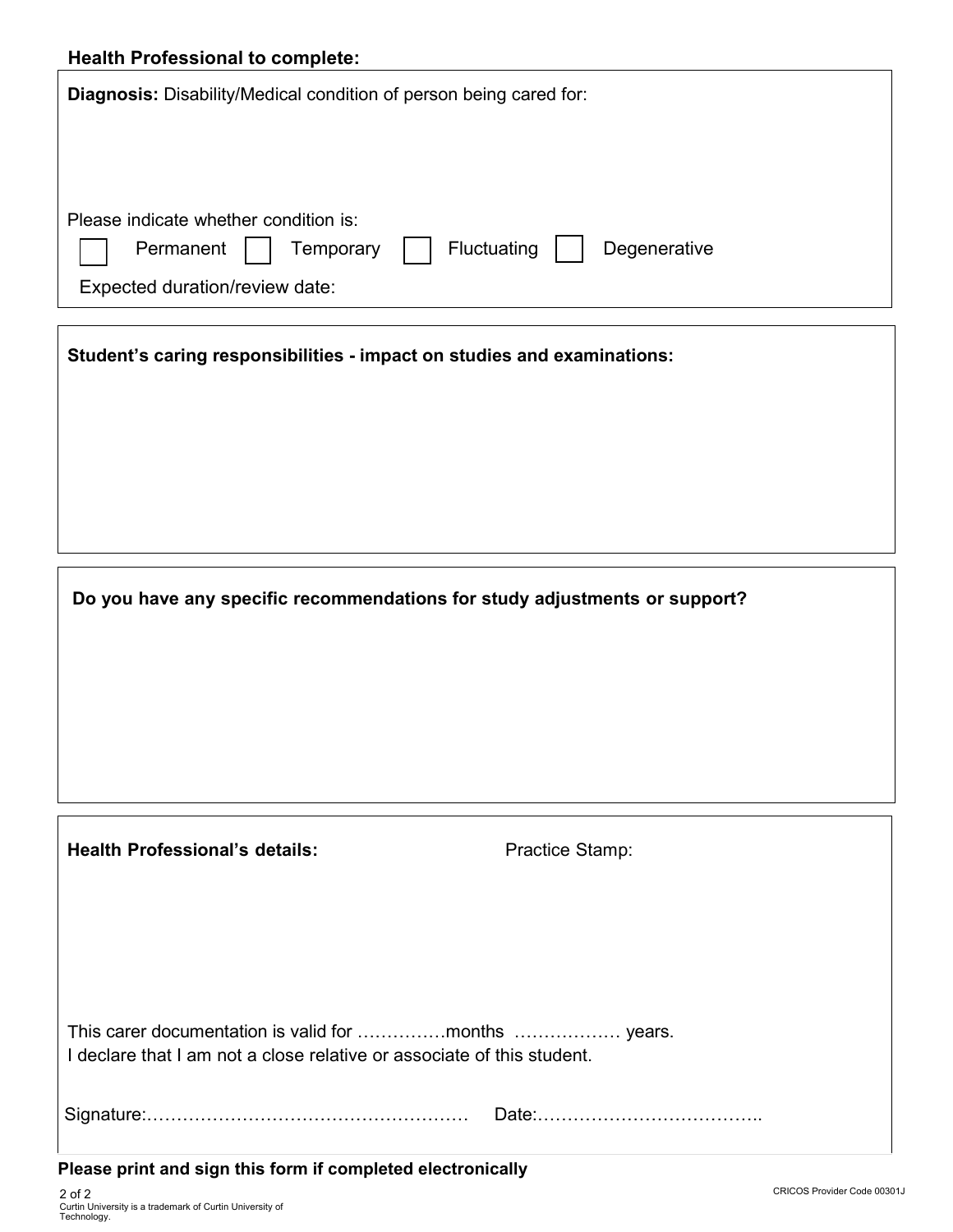**Health Professional to complete:**

**Diagnosis:** Disability/Medical condition of person being cared for:

Please indicate whether condition is:

☐ Permanent ☐ Temporary ☐ Fluctuating ☐ Degenerative

Expected duration/review date:

**Student's caring responsibilities - impact on studies and examinations:**

**Do you have any specific recommendations for study adjustments or support?**

**Health Professional's details:**

Practice Stamp:

This carer documentation is valid for ……………months ……………… years.

I declare that I am not a close relative or associate of this student.

Signature:……………………………………………… Date:………………………………..

**Please print and sign this form if completed electronically**

Curtin University is a trademark of Curtin University of Technology.

CRICOS Provider Code 00301J